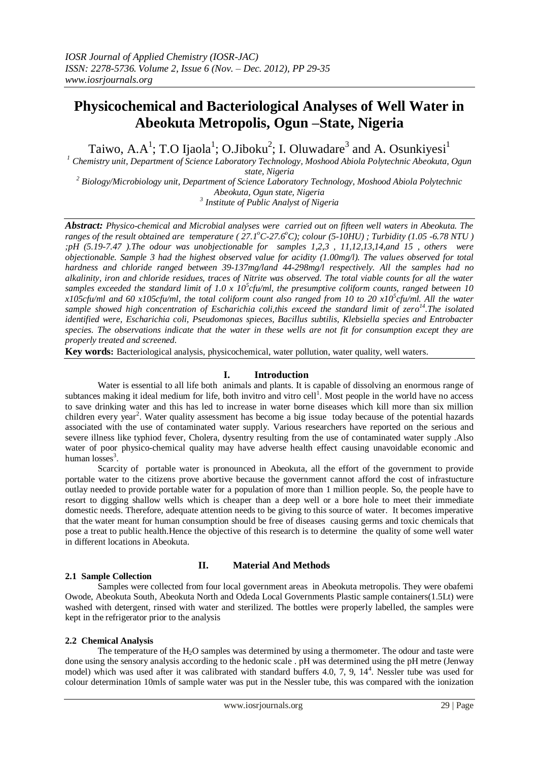# Physicochemical and Bacteriological Analyses of Well Water in Abeokuta Metropolis, Ogun –State, Nigeria

Taiwo, A.A[1]; T.O Ijaola[1]; O.Jiboku[2]; I. Oluwadare[3] and A. Osunkiyesi[1]

[1] Chemistry unit, Department of Science Laboratory Technology, Moshood Abiola Polytechnic Abeokuta, Ogun state, Nigeria

[2] Biology/Microbiology unit, Department of Science Laboratory Technology, Moshood Abiola Polytechnic Abeokuta, Ogun state, Nigeria

[3] Institute of Public Analyst of Nigeria

***Abstract:*** *Physico-chemical and Microbial analyses were carried out on fifteen well waters in Abeokuta. The ranges of the result obtained are temperature ( $27.1^oC$-$27.6^oC$); colour (5-10HU) ; Turbidity (1.05 -6.78 NTU ) ;pH (5.19-7.47 ).The odour was unobjectionable for samples 1,2,3 , 11,12,13,14,and 15 , others were objectionable. Sample 3 had the highest observed value for acidity (1.00mg/l). The values observed for total hardness and chloride ranged between 39-137mg/land 44-298mg/l respectively. All the samples had no alkalinity, iron and chloride residues, traces of Nitrite was observed. The total viable counts for all the water samples exceeded the standard limit of $1.0 \times 10^5$cfu/ml, the presumptive coliform counts, ranged between 10 x105cfu/ml and 60 x105cfu/ml, the total coliform count also ranged from 10 to 20 $x10^5$cfu/ml. All the water sample showed high concentration of Escharichia coli,this exceed the standard limit of zero[14].The isolated identified were, Escharichia coli, Pseudomonas spieces, Bacillus subtilis, Klebsiella species and Entrobacter species. The observations indicate that the water in these wells are not fit for consumption except they are properly treated and screened.*

**Key words:** Bacteriological analysis, physicochemical, water pollution, water quality, well waters.

## I. Introduction

Water is essential to all life both animals and plants. It is capable of dissolving an enormous range of subtances making it ideal medium for life, both invitro and vitro cell[1]. Most people in the world have no access to save drinking water and this has led to increase in water borne diseases which kill more than six million children every year[2]. Water quality assessment has become a big issue today because of the potential hazards associated with the use of contaminated water supply. Various researchers have reported on the serious and severe illness like typhiod fever, Cholera, dysentry resulting from the use of contaminated water supply .Also water of poor physico-chemical quality may have adverse health effect causing unavoidable economic and human losses[3].

Scarcity of portable water is pronounced in Abeokuta, all the effort of the government to provide portable water to the citizens prove abortive because the government cannot afford the cost of infrastucture outlay needed to provide portable water for a population of more than 1 million people. So, the people have to resort to digging shallow wells which is cheaper than a deep well or a bore hole to meet their immediate domestic needs. Therefore, adequate attention needs to be giving to this source of water. It becomes imperative that the water meant for human consumption should be free of diseases causing germs and toxic chemicals that pose a treat to public health.Hence the objective of this research is to determine the quality of some well water in different locations in Abeokuta.

## II. Material And Methods

### 2.1 Sample Collection

Samples were collected from four local government areas in Abeokuta metropolis. They were obafemi Owode, Abeokuta South, Abeokuta North and Odeda Local Governments Plastic sample containers(1.5Lt) were washed with detergent, rinsed with water and sterilized. The bottles were properly labelled, the samples were kept in the refrigerator prior to the analysis

### 2.2 Chemical Analysis

The temperature of the $H_2O$ samples was determined by using a thermometer. The odour and taste were done using the sensory analysis according to the hedonic scale . pH was determined using the pH metre (Jenway model) which was used after it was calibrated with standard buffers 4.0, 7, 9, 14[4]. Nessler tube was used for colour determination 10mls of sample water was put in the Nessler tube, this was compared with the ionization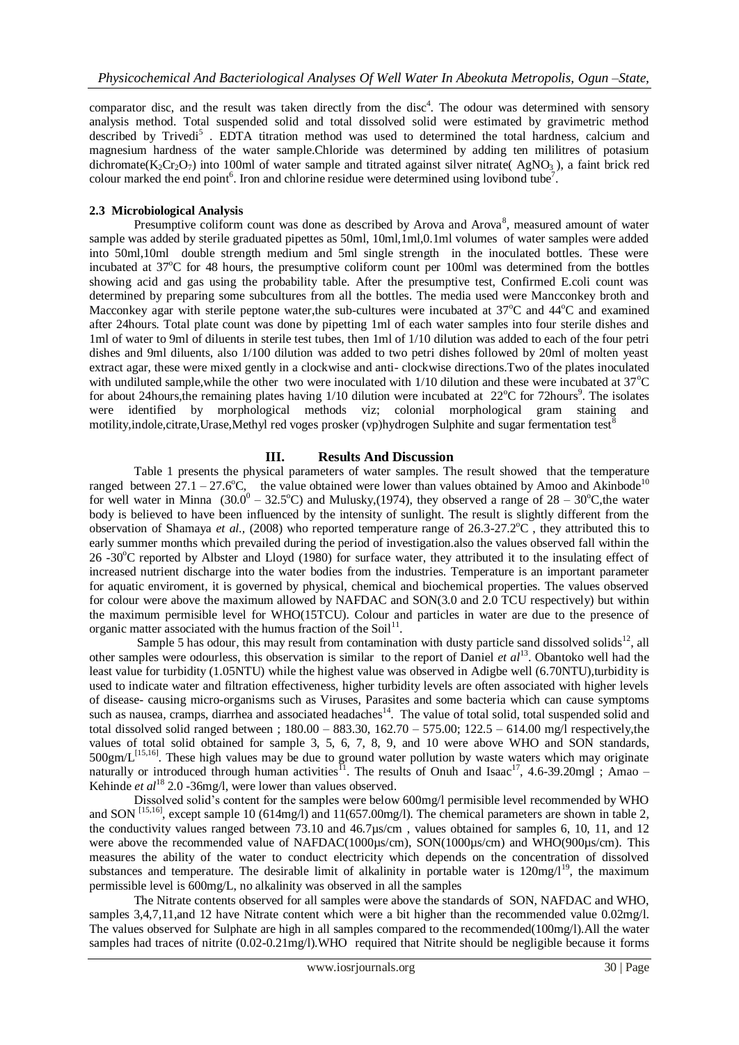comparator disc, and the result was taken directly from the disc[4]. The odour was determined with sensory analysis method. Total suspended solid and total dissolved solid were estimated by gravimetric method described by Trivedi[5] . EDTA titration method was used to determined the total hardness, calcium and magnesium hardness of the water sample.Chloride was determined by adding ten mililitres of potasium dichromate($K_2Cr_2O_7$) into 100ml of water sample and titrated against silver nitrate( $AgNO_3$ ), a faint brick red colour marked the end point[6]. Iron and chlorine residue were determined using lovibond tube[7].

### 2.3 Microbiological Analysis

Presumptive coliform count was done as described by Arova and Arova[8], measured amount of water sample was added by sterile graduated pipettes as 50ml, 10ml,1ml,0.1ml volumes of water samples were added into 50ml,10ml double strength medium and 5ml single strength in the inoculated bottles. These were incubated at 37°C for 48 hours, the presumptive coliform count per 100ml was determined from the bottles showing acid and gas using the probability table. After the presumptive test, Confirmed E.coli count was determined by preparing some subcultures from all the bottles. The media used were Mancconkey broth and Macconkey agar with sterile peptone water,the sub-cultures were incubated at 37°C and 44°C and examined after 24hours. Total plate count was done by pipetting 1ml of each water samples into four sterile dishes and 1ml of water to 9ml of diluents in sterile test tubes, then 1ml of 1/10 dilution was added to each of the four petri dishes and 9ml diluents, also 1/100 dilution was added to two petri dishes followed by 20ml of molten yeast extract agar, these were mixed gently in a clockwise and anti- clockwise directions.Two of the plates inoculated with undiluted sample,while the other two were inoculated with 1/10 dilution and these were incubated at 37°C for about 24hours,the remaining plates having 1/10 dilution were incubated at 22°C for 72hours[9]. The isolates were identified by morphological methods viz; colonial morphological gram staining and motility,indole,citrate,Urase,Methyl red voges prosker (vp)hydrogen Sulphite and sugar fermentation test[8]

## III. Results And Discussion

Table 1 presents the physical parameters of water samples. The result showed that the temperature ranged between 27.1 – 27.6°C, the value obtained were lower than values obtained by Amoo and Akinbode[10] for well water in Minna (30.0° – 32.5°C) and Mulusky,(1974), they observed a range of 28 – 30°C,the water body is believed to have been influenced by the intensity of sunlight. The result is slightly different from the observation of Shamaya *et al.,* (2008) who reported temperature range of 26.3-27.2°C , they attributed this to early summer months which prevailed during the period of investigation.also the values observed fall within the 26 -30°C reported by Albster and Lloyd (1980) for surface water, they attributed it to the insulating effect of increased nutrient discharge into the water bodies from the industries. Temperature is an important parameter for aquatic enviroment, it is governed by physical, chemical and biochemical properties. The values observed for colour were above the maximum allowed by NAFDAC and SON(3.0 and 2.0 TCU respectively) but within the maximum permisible level for WHO(15TCU). Colour and particles in water are due to the presence of organic matter associated with the humus fraction of the Soil[11].

Sample 5 has odour, this may result from contamination with dusty particle sand dissolved solids[12], all other samples were odourless, this observation is similar to the report of Daniel *et al*[13]. Obantoko well had the least value for turbidity (1.05NTU) while the highest value was observed in Adigbe well (6.70NTU),turbidity is used to indicate water and filtration effectiveness, higher turbidity levels are often associated with higher levels of disease- causing micro-organisms such as Viruses, Parasites and some bacteria which can cause symptoms such as nausea, cramps, diarrhea and associated headaches[14]. The value of total solid, total suspended solid and total dissolved solid ranged between ; 180.00 – 883.30, 162.70 – 575.00; 122.5 – 614.00 mg/l respectively,the values of total solid obtained for sample 3, 5, 6, 7, 8, 9, and 10 were above WHO and SON standards, 500gm/L[15,16]. These high values may be due to ground water pollution by waste waters which may originate naturally or introduced through human activities[11]. The results of Onuh and Isaac[17], 4.6-39.20mgl ; Amao – Kehinde *et al*[18] 2.0 -36mg/l, were lower than values observed.

Dissolved solid's content for the samples were below 600mg/l permisible level recommended by WHO and SON [15,16], except sample 10 (614mg/l) and 11(657.00mg/l). The chemical parameters are shown in table 2, the conductivity values ranged between 73.10 and 46.7μs/cm , values obtained for samples 6, 10, 11, and 12 were above the recommended value of NAFDAC(1000μs/cm), SON(1000μs/cm) and WHO(900μs/cm). This measures the ability of the water to conduct electricity which depends on the concentration of dissolved substances and temperature. The desirable limit of alkalinity in portable water is 120mg/l[19], the maximum permissible level is 600mg/L, no alkalinity was observed in all the samples

The Nitrate contents observed for all samples were above the standards of SON, NAFDAC and WHO, samples 3,4,7,11,and 12 have Nitrate content which were a bit higher than the recommended value 0.02mg/l. The values observed for Sulphate are high in all samples compared to the recommended(100mg/l).All the water samples had traces of nitrite (0.02-0.21mg/l).WHO required that Nitrite should be negligible because it forms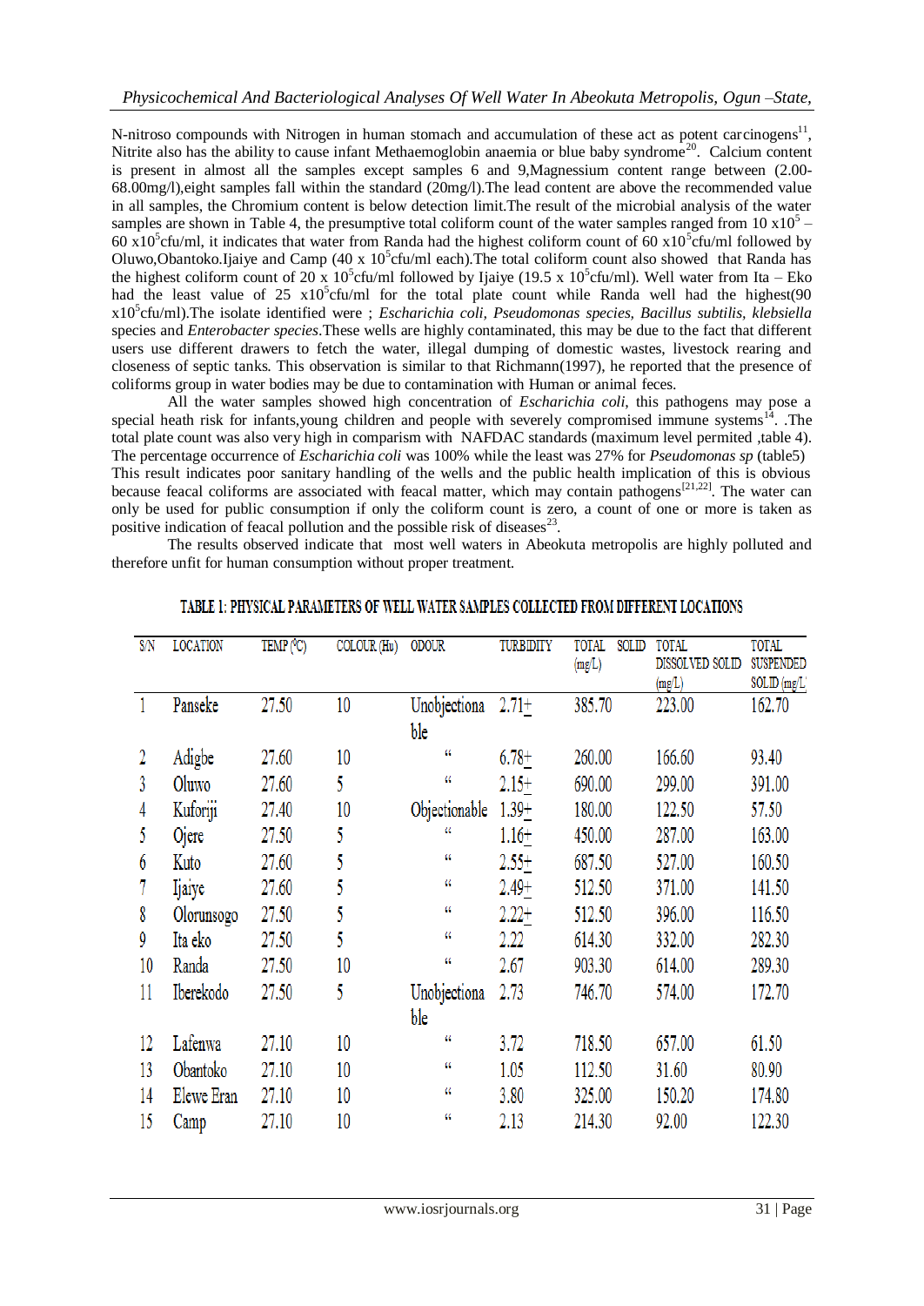N-nitroso compounds with Nitrogen in human stomach and accumulation of these act as potent carcinogens[11], Nitrite also has the ability to cause infant Methaemoglobin anaemia or blue baby syndrome[20]. Calcium content is present in almost all the samples except samples 6 and 9,Magnessium content range between (2.00-68.00mg/l),eight samples fall within the standard (20mg/l).The lead content are above the recommended value in all samples, the Chromium content is below detection limit.The result of the microbial analysis of the water samples are shown in Table 4, the presumptive total coliform count of the water samples ranged from 10 $x10^5$ – 60 $x10^5$cfu/ml, it indicates that water from Randa had the highest coliform count of 60 $x10^5$cfu/ml followed by Oluwo,Obantoko.Ijaiye and Camp (40 x $10^5$cfu/ml each).The total coliform count also showed that Randa has the highest coliform count of 20 x $10^5$cfu/ml followed by Ijaiye (19.5 x $10^5$cfu/ml). Well water from Ita – Eko had the least value of 25 $x10^5$cfu/ml for the total plate count while Randa well had the highest(90 $x10^5$cfu/ml).The isolate identified were ; *Escharichia coli*, *Pseudomonas species*, *Bacillus subtilis*, *klebsiella* species and *Enterobacter species*.These wells are highly contaminated, this may be due to the fact that different users use different drawers to fetch the water, illegal dumping of domestic wastes, livestock rearing and closeness of septic tanks. This observation is similar to that Richmann(1997), he reported that the presence of coliforms group in water bodies may be due to contamination with Human or animal feces.

All the water samples showed high concentration of *Escharichia coli*, this pathogens may pose a special heath risk for infants,young children and people with severely compromised immune systems[14]. .The total plate count was also very high in comparism with NAFDAC standards (maximum level permited ,table 4). The percentage occurrence of *Escharichia coli* was 100% while the least was 27% for *Pseudomonas sp* (table5) This result indicates poor sanitary handling of the wells and the public health implication of this is obvious because feacal coliforms are associated with feacal matter, which may contain pathogens[21,22]. The water can only be used for public consumption if only the coliform count is zero, a count of one or more is taken as positive indication of feacal pollution and the possible risk of diseases[23].

The results observed indicate that most well waters in Abeokuta metropolis are highly polluted and therefore unfit for human consumption without proper treatment.

**TABLE 1: PHYSICAL PARAMETERS OF WELL WATER SAMPLES COLLECTED FROM DIFFERENT LOCATIONS**

| S/N | LOCATION | TEMP (°C) | COLOUR (Hu) | ODOUR | TURBIDITY | TOTAL SOLID (mg/L) | TOTAL DISSOLVED SOLID (mg/L) | TOTAL SUSPENDED SOLID (mg/L) |
|---|---|---|---|---|---|---|---|---|
| 1 | Panseke | 27.50 | 10 | Unobjectionable | 2.71± | 385.70 | 223.00 | 162.70 |
| 2 | Adigbe | 27.60 | 10 | " | 6.78± | 260.00 | 166.60 | 93.40 |
| 3 | Oluwo | 27.60 | 5 | " | 2.15± | 690.00 | 299.00 | 391.00 |
| 4 | Kuforiji | 27.40 | 10 | Objectionable | 1.39± | 180.00 | 122.50 | 57.50 |
| 5 | Ojere | 27.50 | 5 | " | 1.16± | 450.00 | 287.00 | 163.00 |
| 6 | Kuto | 27.60 | 5 | " | 2.55± | 687.50 | 527.00 | 160.50 |
| 7 | Ijaiye | 27.60 | 5 | " | 2.49± | 512.50 | 371.00 | 141.50 |
| 8 | Olorunsogo | 27.50 | 5 | " | 2.22± | 512.50 | 396.00 | 116.50 |
| 9 | Ita eko | 27.50 | 5 | " | 2.22 | 614.30 | 332.00 | 282.30 |
| 10 | Randa | 27.50 | 10 | " | 2.67 | 903.30 | 614.00 | 289.30 |
| 11 | Iberekodo | 27.50 | 5 | Unobjectionable | 2.73 | 746.70 | 574.00 | 172.70 |
| 12 | Lafenwa | 27.10 | 10 | " | 3.72 | 718.50 | 657.00 | 61.50 |
| 13 | Obantoko | 27.10 | 10 | " | 1.05 | 112.50 | 31.60 | 80.90 |
| 14 | Elewe Eran | 27.10 | 10 | " | 3.80 | 325.00 | 150.20 | 174.80 |
| 15 | Camp | 27.10 | 10 | " | 2.13 | 214.30 | 92.00 | 122.30 |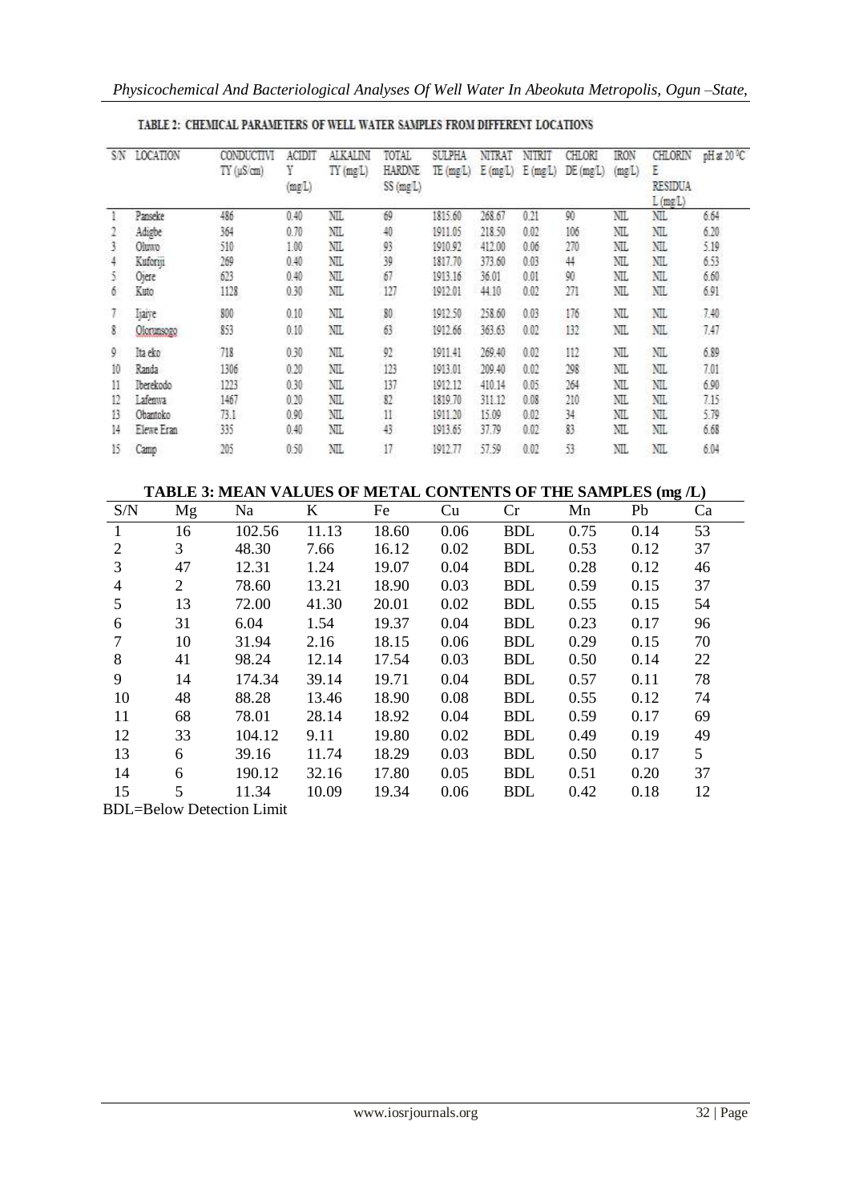TABLE 2: CHEMICAL PARAMETERS OF WELL WATER SAMPLES FROM DIFFERENT LOCATIONS

| S/N | LOCATION | CONDUCTIVITY (µS/cm) | ACIDITY (mg/L) | ALKALINITY (mg/L) | TOTAL HARDNESS (mg/L) | SULPHATE (mg/L) | NITRATE (mg/L) | NITRITE (mg/L) | CHLORIDE (mg/L) | IRON (mg/L) | CHLORINE RESIDUAL (mg/L) | pH at 20 °C |
|---|---|---|---|---|---|---|---|---|---|---|---|---|
| 1 | Panseke | 486 | 0.40 | NIL | 69 | 1815.60 | 268.67 | 0.21 | 90 | NIL | NIL | 6.64 |
| 2 | Adigbe | 364 | 0.70 | NIL | 40 | 1911.05 | 218.50 | 0.02 | 106 | NIL | NIL | 6.20 |
| 3 | Oluwo | 510 | 1.00 | NIL | 93 | 1910.92 | 412.00 | 0.06 | 270 | NIL | NIL | 5.19 |
| 4 | Kuforiji | 269 | 0.40 | NIL | 39 | 1817.70 | 373.60 | 0.03 | 44 | NIL | NIL | 6.53 |
| 5 | Ojere | 623 | 0.40 | NIL | 67 | 1913.16 | 36.01 | 0.01 | 90 | NIL | NIL | 6.60 |
| 6 | Kuto | 1128 | 0.30 | NIL | 127 | 1912.01 | 44.10 | 0.02 | 271 | NIL | NIL | 6.91 |
| 7 | Ijaiye | 800 | 0.10 | NIL | 80 | 1912.50 | 258.60 | 0.03 | 176 | NIL | NIL | 7.40 |
| 8 | Olorunsogo | 853 | 0.10 | NIL | 63 | 1912.66 | 363.63 | 0.02 | 132 | NIL | NIL | 7.47 |
| 9 | Ita eko | 718 | 0.30 | NIL | 92 | 1911.41 | 269.40 | 0.02 | 112 | NIL | NIL | 6.89 |
| 10 | Randa | 1306 | 0.20 | NIL | 123 | 1913.01 | 209.40 | 0.02 | 298 | NIL | NIL | 7.01 |
| 11 | Iberekodo | 1223 | 0.30 | NIL | 137 | 1912.12 | 410.14 | 0.05 | 264 | NIL | NIL | 6.90 |
| 12 | Lafenwa | 1467 | 0.20 | NIL | 82 | 1819.70 | 311.12 | 0.08 | 210 | NIL | NIL | 7.15 |
| 13 | Obantoko | 73.1 | 0.90 | NIL | 11 | 1911.20 | 15.09 | 0.02 | 34 | NIL | NIL | 5.79 |
| 14 | Elewe Eran | 335 | 0.40 | NIL | 43 | 1913.65 | 37.79 | 0.02 | 83 | NIL | NIL | 6.68 |
| 15 | Camp | 205 | 0.50 | NIL | 17 | 1912.77 | 57.59 | 0.02 | 53 | NIL | NIL | 6.04 |

**TABLE 3: MEAN VALUES OF METAL CONTENTS OF THE SAMPLES (mg /L)**

| S/N | Mg | Na | K | Fe | Cu | Cr | Mn | Pb | Ca |
|---|---|---|---|---|---|---|---|---|---|
| 1 | 16 | 102.56 | 11.13 | 18.60 | 0.06 | BDL | 0.75 | 0.14 | 53 |
| 2 | 3 | 48.30 | 7.66 | 16.12 | 0.02 | BDL | 0.53 | 0.12 | 37 |
| 3 | 47 | 12.31 | 1.24 | 19.07 | 0.04 | BDL | 0.28 | 0.12 | 46 |
| 4 | 2 | 78.60 | 13.21 | 18.90 | 0.03 | BDL | 0.59 | 0.15 | 37 |
| 5 | 13 | 72.00 | 41.30 | 20.01 | 0.02 | BDL | 0.55 | 0.15 | 54 |
| 6 | 31 | 6.04 | 1.54 | 19.37 | 0.04 | BDL | 0.23 | 0.17 | 96 |
| 7 | 10 | 31.94 | 2.16 | 18.15 | 0.06 | BDL | 0.29 | 0.15 | 70 |
| 8 | 41 | 98.24 | 12.14 | 17.54 | 0.03 | BDL | 0.50 | 0.14 | 22 |
| 9 | 14 | 174.34 | 39.14 | 19.71 | 0.04 | BDL | 0.57 | 0.11 | 78 |
| 10 | 48 | 88.28 | 13.46 | 18.90 | 0.08 | BDL | 0.55 | 0.12 | 74 |
| 11 | 68 | 78.01 | 28.14 | 18.92 | 0.04 | BDL | 0.59 | 0.17 | 69 |
| 12 | 33 | 104.12 | 9.11 | 19.80 | 0.02 | BDL | 0.49 | 0.19 | 49 |
| 13 | 6 | 39.16 | 11.74 | 18.29 | 0.03 | BDL | 0.50 | 0.17 | 5 |
| 14 | 6 | 190.12 | 32.16 | 17.80 | 0.05 | BDL | 0.51 | 0.20 | 37 |
| 15 | 5 | 11.34 | 10.09 | 19.34 | 0.06 | BDL | 0.42 | 0.18 | 12 |

BDL=Below Detection Limit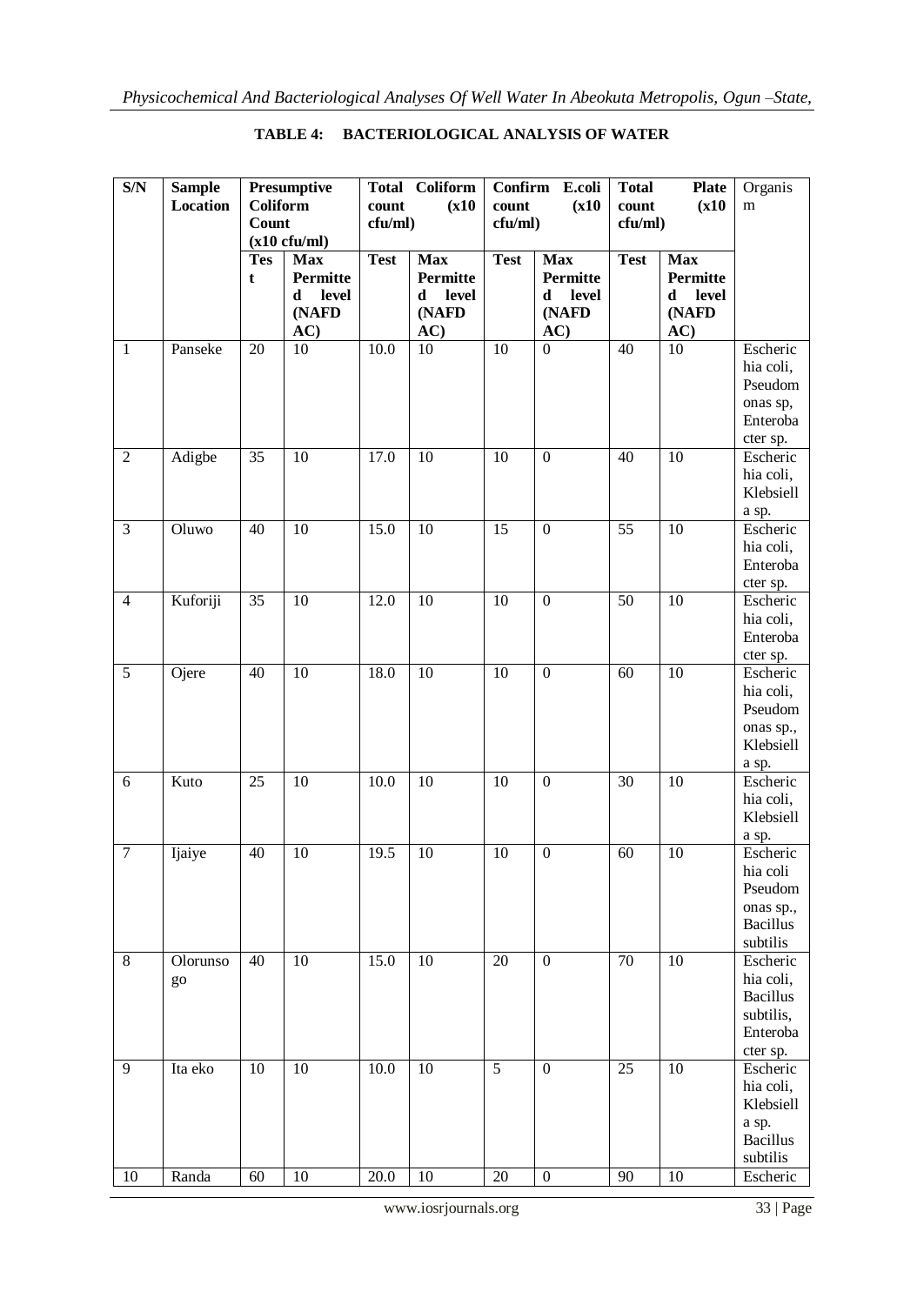**TABLE 4: BACTERIOLOGICAL ANALYSIS OF WATER**

| S/N | Sample Location | Presumptive Coliform Count (x10 cfu/ml) | | Total Coliform count (x10 cfu/ml) | | Confirm E.coli count (x10 cfu/ml) | | Total Plate count (x10 cfu/ml) | | Organism |
|---|---|---|---|---|---|---|---|---|---|---|
| | | Test | Max Permitted level (NAFDAC) | Test | Max Permitted level (NAFDAC) | Test | Max Permitted level (NAFDAC) | Test | Max Permitted level (NAFDAC) | |
| 1 | Panseke | 20 | 10 | 10.0 | 10 | 10 | 0 | 40 | 10 | Escherichia coli, Pseudomonas sp, Enterobacter sp. |
| 2 | Adigbe | 35 | 10 | 17.0 | 10 | 10 | 0 | 40 | 10 | Escherichia coli, Klebsiella sp. |
| 3 | Oluwo | 40 | 10 | 15.0 | 10 | 15 | 0 | 55 | 10 | Escherichia coli, Enterobacter sp. |
| 4 | Kuforiji | 35 | 10 | 12.0 | 10 | 10 | 0 | 50 | 10 | Escherichia coli, Enterobacter sp. |
| 5 | Ojere | 40 | 10 | 18.0 | 10 | 10 | 0 | 60 | 10 | Escherichia coli, Pseudomonas sp., Klebsiella sp. |
| 6 | Kuto | 25 | 10 | 10.0 | 10 | 10 | 0 | 30 | 10 | Escherichia coli, Klebsiella sp. |
| 7 | Ijaiye | 40 | 10 | 19.5 | 10 | 10 | 0 | 60 | 10 | Escherichia coli Pseudomonas sp., Bacillus subtilis |
| 8 | Olorunsogo | 40 | 10 | 15.0 | 10 | 20 | 0 | 70 | 10 | Escherichia coli, Bacillus subtilis, Enterobacter sp. |
| 9 | Ita eko | 10 | 10 | 10.0 | 10 | 5 | 0 | 25 | 10 | Escherichia coli, Klebsiella sp. Bacillus subtilis |
| 10 | Randa | 60 | 10 | 20.0 | 10 | 20 | 0 | 90 | 10 | Escheric |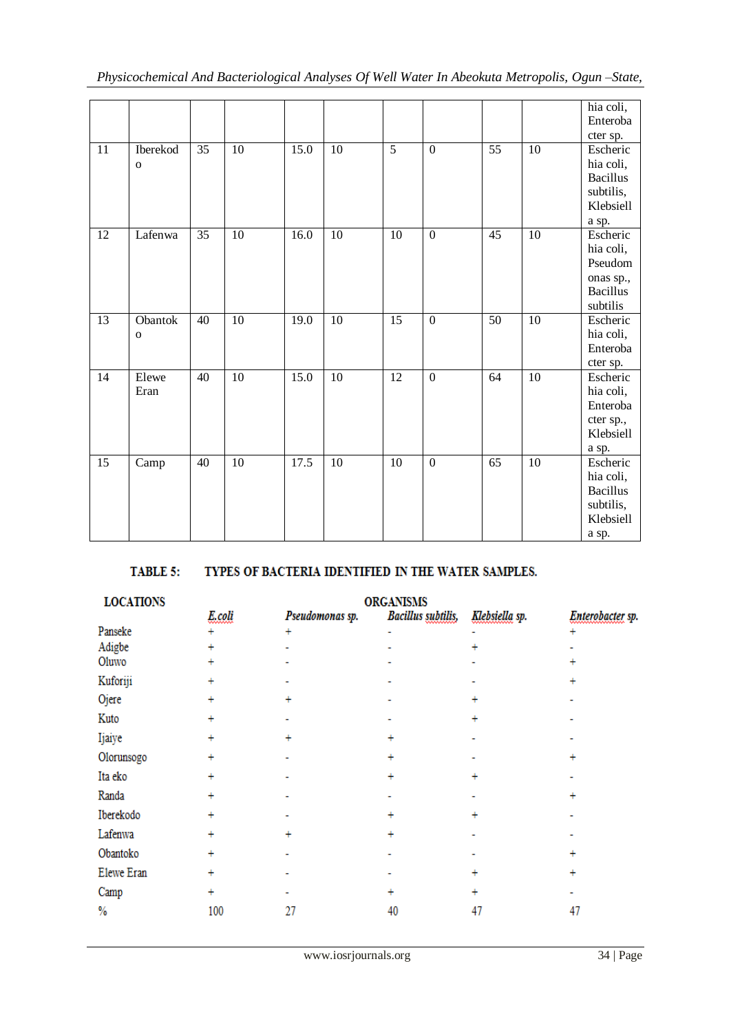|  |  |  |  |  |  |  |  |  |  | hia coli, Enterobacter sp. |
|---|---|---|---|---|---|---|---|---|---|---|
| 11 | Iberekodo | 35 | 10 | 15.0 | 10 | 5 | 0 | 55 | 10 | Escherichia coli, Bacillus subtilis, Klebsiella sp. |
| 12 | Lafenwa | 35 | 10 | 16.0 | 10 | 10 | 0 | 45 | 10 | Escherichia coli, Pseudomonas sp., Bacillus subtilis |
| 13 | Obantoko | 40 | 10 | 19.0 | 10 | 15 | 0 | 50 | 10 | Escherichia coli, Enterobacter sp. |
| 14 | Elewe Eran | 40 | 10 | 15.0 | 10 | 12 | 0 | 64 | 10 | Escherichia coli, Enterobacter sp., Klebsiella sp. |
| 15 | Camp | 40 | 10 | 17.5 | 10 | 10 | 0 | 65 | 10 | Escherichia coli, Bacillus subtilis, Klebsiella sp. |

**TABLE 5: TYPES OF BACTERIA IDENTIFIED IN THE WATER SAMPLES.**

| LOCATIONS | ORGANISMS | | | | |
|---|---|---|---|---|---|
| | *E.coli* | *Pseudomonas sp.* | *Bacillus subtilis,* | *Klebsiella sp.* | *Enterobacter sp.* |
| Panseke | + | + | - | - | + |
| Adigbe | + | - | - | + | - |
| Oluwo | + | - | - | - | + |
| Kuforiji | + | - | - | - | + |
| Ojere | + | + | - | + | - |
| Kuto | + | - | - | + | - |
| Ijaiye | + | + | + | - | - |
| Olorunsogo | + | - | + | - | + |
| Ita eko | + | - | + | + | - |
| Randa | + | - | - | - | + |
| Iberekodo | + | - | + | + | - |
| Lafenwa | + | + | + | - | - |
| Obantoko | + | - | - | - | + |
| Elewe Eran | + | - | - | + | + |
| Camp | + | - | + | + | - |
| % | 100 | 27 | 40 | 47 | 47 |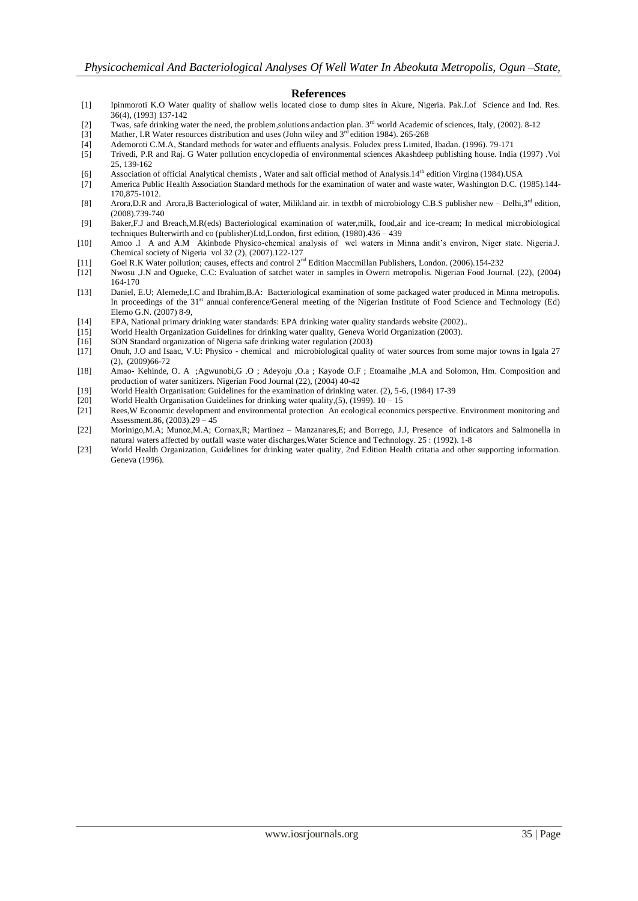## References

[1] Ipinmoroti K.O Water quality of shallow wells located close to dump sites in Akure, Nigeria. Pak.J.of Science and Ind. Res. 36(4), (1993) 137-142

[2] Twas, safe drinking water the need, the problem,solutions andaction plan. 3rd world Academic of sciences, Italy, (2002). 8-12

[3] Mather, I.R Water resources distribution and uses (John wiley and 3rd edition 1984). 265-268

[4] Ademoroti C.M.A, Standard methods for water and effluents analysis. Foludex press Limited, Ibadan. (1996). 79-171

[5] Trivedi, P.R and Raj. G Water pollution encyclopedia of environmental sciences Akashdeep publishing house. India (1997) .Vol 25, 139-162

[6] Association of official Analytical chemists , Water and salt official method of Analysis.14th edition Virgina (1984).USA

[7] America Public Health Association Standard methods for the examination of water and waste water, Washington D.C. (1985).144-170,875-1012.

[8] Arora,D.R and Arora,B Bacteriological of water, Milikland air. in textbh of microbiology C.B.S publisher new – Delhi,3rd edition, (2008).739-740

[9] Baker,F.J and Breach,M.R(eds) Bacteriological examination of water,milk, food,air and ice-cream; In medical microbiological techniques Bulterwirth and co (publisher)Ltd,London, first edition, (1980).436 – 439

[10] Amoo .I A and A.M Akinbode Physico-chemical analysis of wel waters in Minna andit's environ, Niger state. Nigeria.J. Chemical society of Nigeria vol 32 (2), (2007).122-127

[11] Goel R.K Water pollution; causes, effects and control 2nd Edition Maccmillan Publishers, London. (2006).154-232

[12] Nwosu ,J.N and Ogueke, C.C: Evaluation of satchet water in samples in Owerri metropolis. Nigerian Food Journal. (22), (2004) 164-170

[13] Daniel, E.U; Alemede,I.C and Ibrahim,B.A: Bacteriological examination of some packaged water produced in Minna metropolis. In proceedings of the 31st annual conference/General meeting of the Nigerian Institute of Food Science and Technology (Ed) Elemo G.N. (2007) 8-9,

[14] EPA, National primary drinking water standards: EPA drinking water quality standards website (2002)..

[15] World Health Organization Guidelines for drinking water quality, Geneva World Organization (2003).

[16] SON Standard organization of Nigeria safe drinking water regulation (2003)

[17] Onuh, J.O and Isaac, V.U: Physico - chemical and microbiological quality of water sources from some major towns in Igala 27 (2), (2009)66-72

[18] Amao- Kehinde, O. A ;Agwunobi,G .O ; Adeyoju ,O.a ; Kayode O.F ; Etoamaihe ,M.A and Solomon, Hm. Composition and production of water sanitizers. Nigerian Food Journal (22), (2004) 40-42

[19] World Health Organisation: Guidelines for the examination of drinking water. (2), 5-6, (1984) 17-39

[20] World Health Organisation Guidelines for drinking water quality,(5), (1999). 10 – 15

[21] Rees,W Economic development and environmental protection An ecological economics perspective. Environment monitoring and Assessment.86, (2003).29 – 45

[22] Morinigo,M.A; Munoz,M.A; Cornax,R; Martinez – Manzanares,E; and Borrego, J.J, Presence of indicators and Salmonella in natural waters affected by outfall waste water discharges.Water Science and Technology. 25 : (1992). 1-8

[23] World Health Organization, Guidelines for drinking water quality, 2nd Edition Health critatia and other supporting information. Geneva (1996).